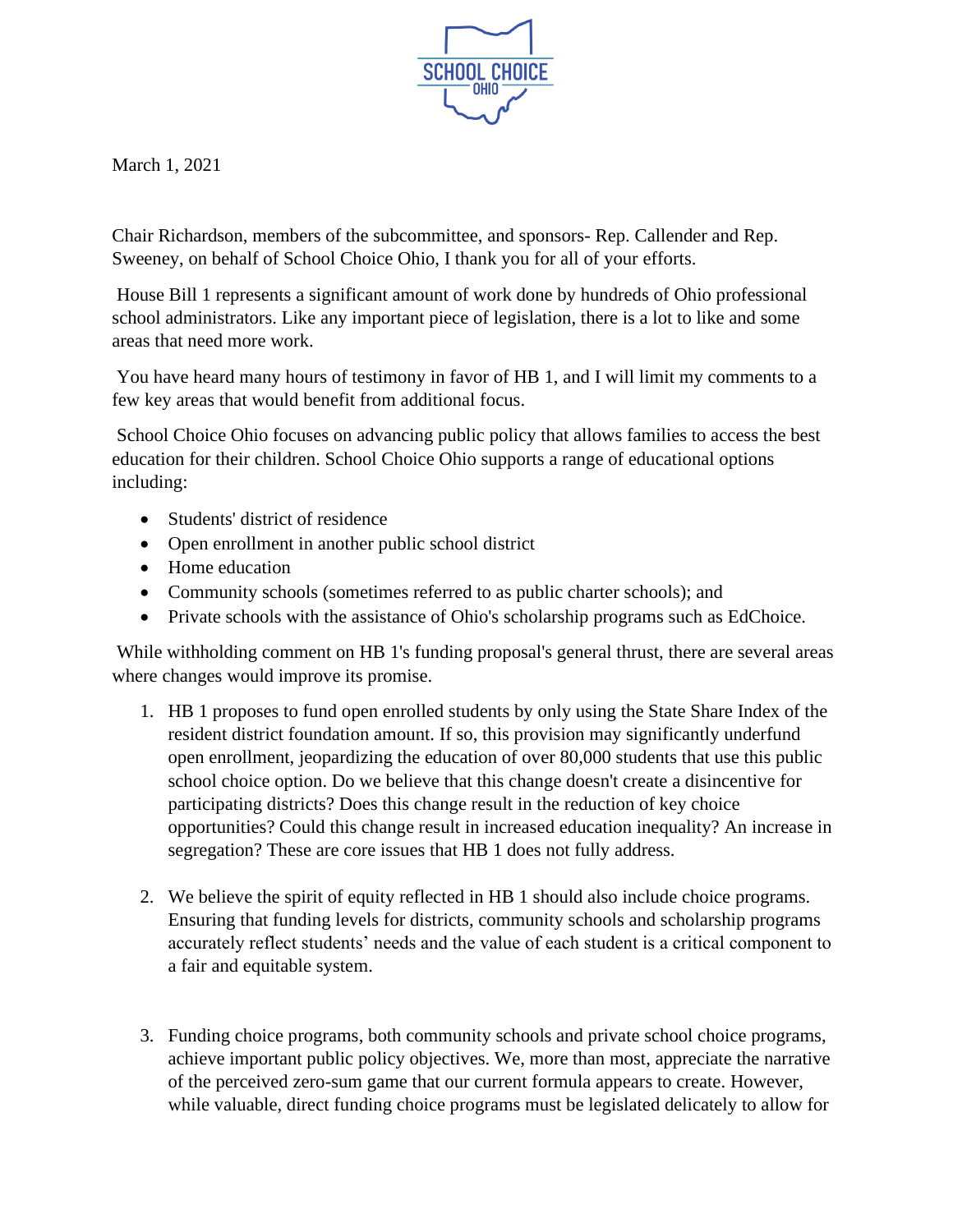SCHOOL CHOICE OHIO

March 1, 2021

Chair Richardson, members of the subcommittee, and sponsors- Rep. Callender and Rep. Sweeney, on behalf of School Choice Ohio, I thank you for all of your efforts.

House Bill 1 represents a significant amount of work done by hundreds of Ohio professional school administrators. Like any important piece of legislation, there is a lot to like and some areas that need more work.

You have heard many hours of testimony in favor of HB 1, and I will limit my comments to a few key areas that would benefit from additional focus.

School Choice Ohio focuses on advancing public policy that allows families to access the best education for their children. School Choice Ohio supports a range of educational options including:

- Students' district of residence
- Open enrollment in another public school district
- Home education
- Community schools (sometimes referred to as public charter schools); and
- Private schools with the assistance of Ohio's scholarship programs such as EdChoice.

While withholding comment on HB 1's funding proposal's general thrust, there are several areas where changes would improve its promise.

1. HB 1 proposes to fund open enrolled students by only using the State Share Index of the resident district foundation amount. If so, this provision may significantly underfund open enrollment, jeopardizing the education of over 80,000 students that use this public school choice option. Do we believe that this change doesn't create a disincentive for participating districts? Does this change result in the reduction of key choice opportunities? Could this change result in increased education inequality? An increase in segregation? These are core issues that HB 1 does not fully address.

2. We believe the spirit of equity reflected in HB 1 should also include choice programs. Ensuring that funding levels for districts, community schools and scholarship programs accurately reflect students' needs and the value of each student is a critical component to a fair and equitable system.

3. Funding choice programs, both community schools and private school choice programs, achieve important public policy objectives. We, more than most, appreciate the narrative of the perceived zero-sum game that our current formula appears to create. However, while valuable, direct funding choice programs must be legislated delicately to allow for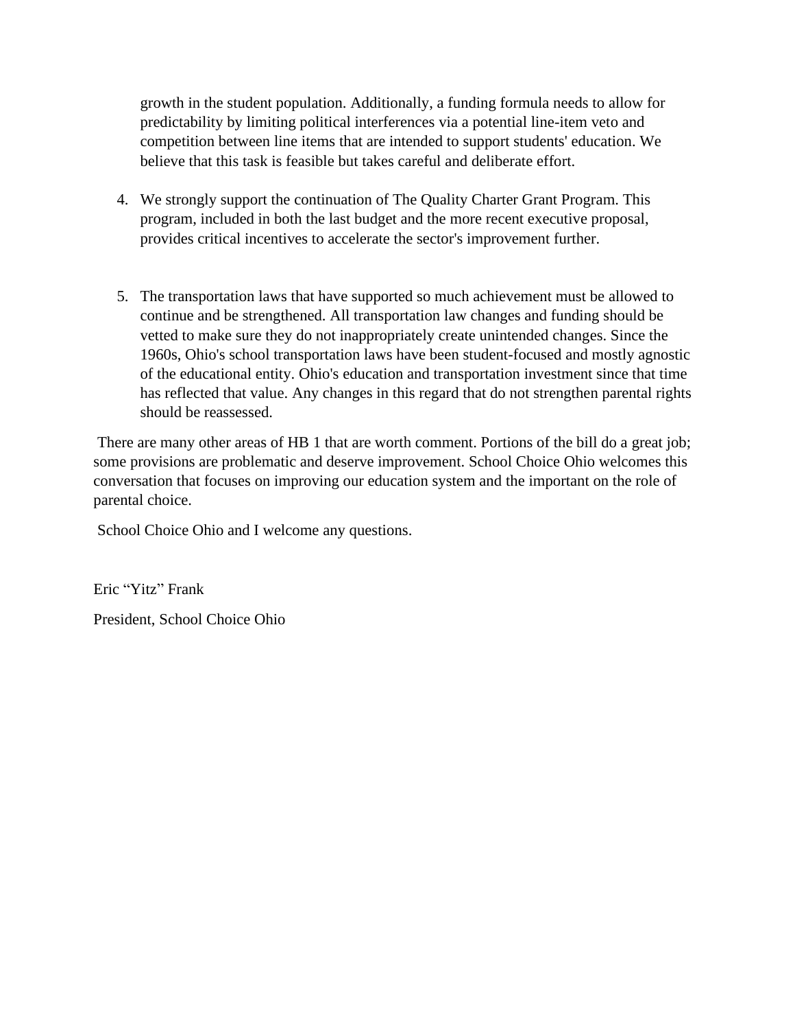growth in the student population. Additionally, a funding formula needs to allow for predictability by limiting political interferences via a potential line-item veto and competition between line items that are intended to support students' education. We believe that this task is feasible but takes careful and deliberate effort.

4. We strongly support the continuation of The Quality Charter Grant Program. This program, included in both the last budget and the more recent executive proposal, provides critical incentives to accelerate the sector's improvement further.

5. The transportation laws that have supported so much achievement must be allowed to continue and be strengthened. All transportation law changes and funding should be vetted to make sure they do not inappropriately create unintended changes. Since the 1960s, Ohio's school transportation laws have been student-focused and mostly agnostic of the educational entity. Ohio's education and transportation investment since that time has reflected that value. Any changes in this regard that do not strengthen parental rights should be reassessed.

There are many other areas of HB 1 that are worth comment. Portions of the bill do a great job; some provisions are problematic and deserve improvement. School Choice Ohio welcomes this conversation that focuses on improving our education system and the important on the role of parental choice.

School Choice Ohio and I welcome any questions.

Eric "Yitz" Frank

President, School Choice Ohio